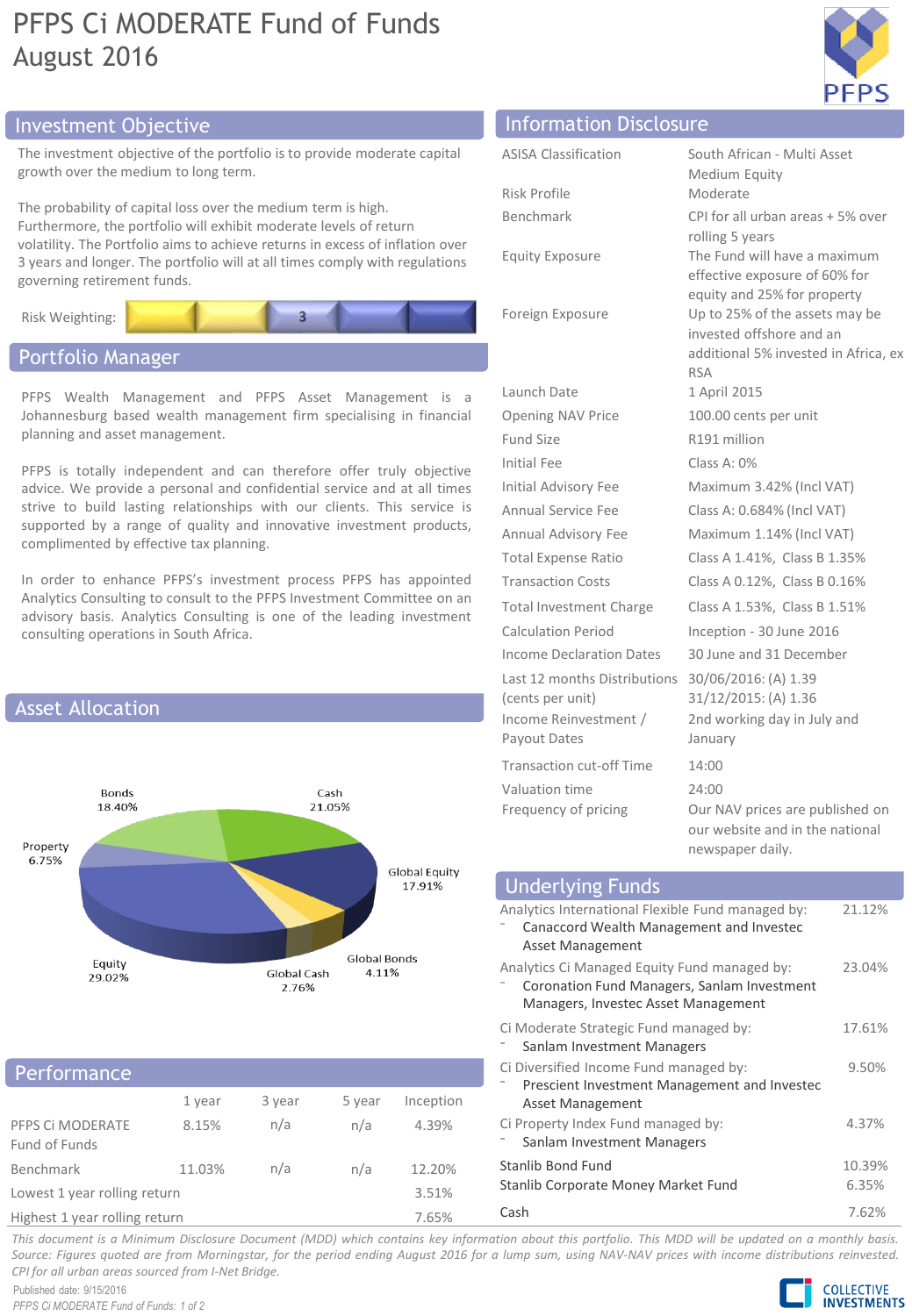# PFPS Ci MODERATE Fund of Funds
August 2016

## Investment Objective

The investment objective of the portfolio is to provide moderate capital growth over the medium to long term.

The probability of capital loss over the medium term is high. Furthermore, the portfolio will exhibit moderate levels of return volatility. The Portfolio aims to achieve returns in excess of inflation over 3 years and longer. The portfolio will at all times comply with regulations governing retirement funds.

Risk Weighting: 3

## Portfolio Manager

PFPS Wealth Management and PFPS Asset Management is a Johannesburg based wealth management firm specialising in financial planning and asset management.

PFPS is totally independent and can therefore offer truly objective advice. We provide a personal and confidential service and at all times strive to build lasting relationships with our clients. This service is supported by a range of quality and innovative investment products, complimented by effective tax planning.

In order to enhance PFPS's investment process PFPS has appointed Analytics Consulting to consult to the PFPS Investment Committee on an advisory basis. Analytics Consulting is one of the leading investment consulting operations in South Africa.

## Asset Allocation

| Asset Class | Allocation |
|---|---|
| Bonds | 18.40% |
| Cash | 21.05% |
| Property | 6.75% |
| Global Equity | 17.91% |
| Equity | 29.02% |
| Global Cash | 2.76% |
| Global Bonds | 4.11% |

## Performance

| | 1 year | 3 year | 5 year | Inception |
|---|---|---|---|---|
| PFPS Ci MODERATE Fund of Funds | 8.15% | n/a | n/a | 4.39% |
| Benchmark | 11.03% | n/a | n/a | 12.20% |
| Lowest 1 year rolling return | | | | 3.51% |
| Highest 1 year rolling return | | | | 7.65% |

## Information Disclosure

| | |
|---|---|
| ASISA Classification | South African - Multi Asset Medium Equity |
| Risk Profile | Moderate |
| Benchmark | CPI for all urban areas + 5% over rolling 5 years |
| Equity Exposure | The Fund will have a maximum effective exposure of 60% for equity and 25% for property |
| Foreign Exposure | Up to 25% of the assets may be invested offshore and an additional 5% invested in Africa, ex RSA |
| Launch Date | 1 April 2015 |
| Opening NAV Price | 100.00 cents per unit |
| Fund Size | R191 million |
| Initial Fee | Class A: 0% |
| Initial Advisory Fee | Maximum 3.42% (Incl VAT) |
| Annual Service Fee | Class A: 0.684% (Incl VAT) |
| Annual Advisory Fee | Maximum 1.14% (Incl VAT) |
| Total Expense Ratio | Class A 1.41%, Class B 1.35% |
| Transaction Costs | Class A 0.12%, Class B 0.16% |
| Total Investment Charge | Class A 1.53%, Class B 1.51% |
| Calculation Period | Inception - 30 June 2016 |
| Income Declaration Dates | 30 June and 31 December |
| Last 12 months Distributions (cents per unit) | 30/06/2016: (A) 1.39<br>31/12/2015: (A) 1.36 |
| Income Reinvestment / Payout Dates | 2nd working day in July and January |
| Transaction cut-off Time | 14:00 |
| Valuation time | 24:00 |
| Frequency of pricing | Our NAV prices are published on our website and in the national newspaper daily. |

## Underlying Funds

| Fund | Weight |
|---|---|
| Analytics International Flexible Fund managed by:<br>- Canaccord Wealth Management and Investec Asset Management | 21.12% |
| Analytics Ci Managed Equity Fund managed by:<br>- Coronation Fund Managers, Sanlam Investment Managers, Investec Asset Management | 23.04% |
| Ci Moderate Strategic Fund managed by:<br>- Sanlam Investment Managers | 17.61% |
| Ci Diversified Income Fund managed by:<br>- Prescient Investment Management and Investec Asset Management | 9.50% |
| Ci Property Index Fund managed by:<br>- Sanlam Investment Managers | 4.37% |
| Stanlib Bond Fund | 10.39% |
| Stanlib Corporate Money Market Fund | 6.35% |
| Cash | 7.62% |

*This document is a Minimum Disclosure Document (MDD) which contains key information about this portfolio. This MDD will be updated on a monthly basis. Source: Figures quoted are from Morningstar, for the period ending August 2016 for a lump sum, using NAV-NAV prices with income distributions reinvested. CPI for all urban areas sourced from I-Net Bridge.*

Published date: 9/15/2016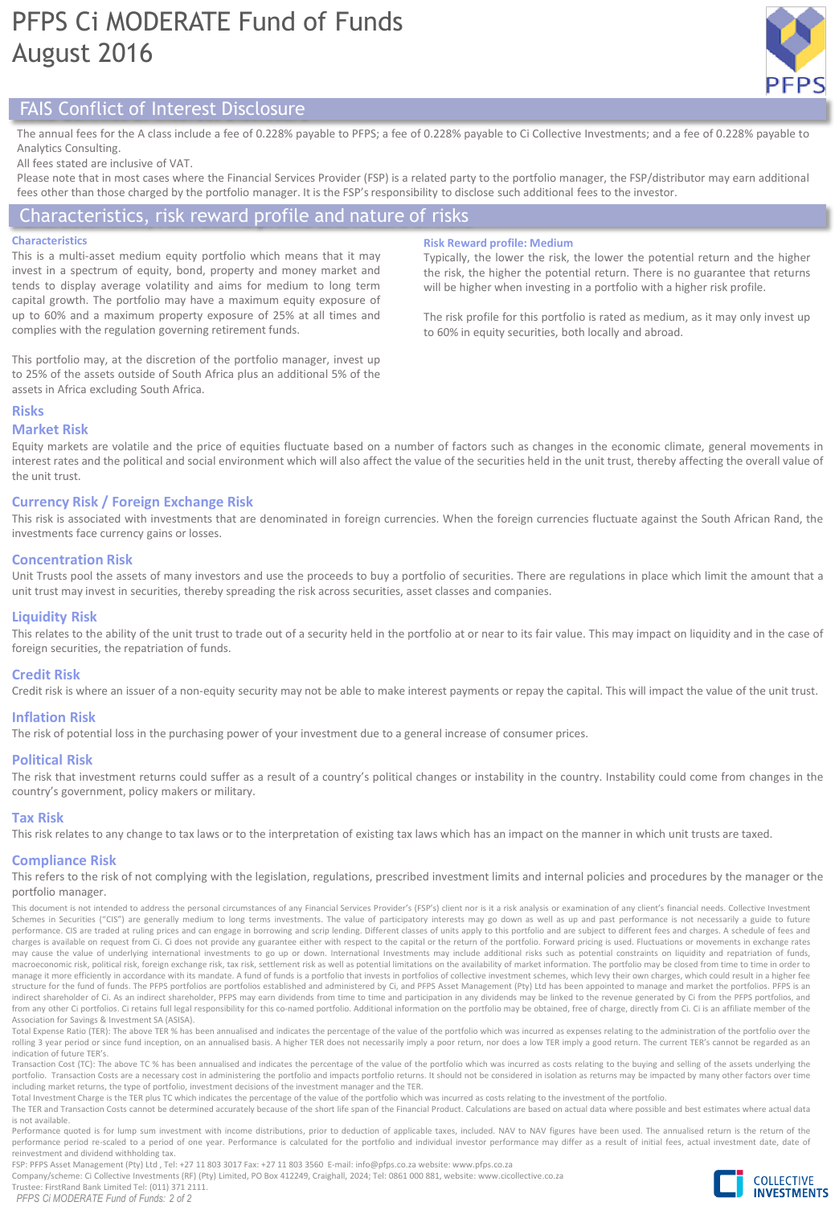# PFPS Ci MODERATE Fund of Funds
August 2016

## FAIS Conflict of Interest Disclosure

The annual fees for the A class include a fee of 0.228% payable to PFPS; a fee of 0.228% payable to Ci Collective Investments; and a fee of 0.228% payable to Analytics Consulting.

All fees stated are inclusive of VAT.

Please note that in most cases where the Financial Services Provider (FSP) is a related party to the portfolio manager, the FSP/distributor may earn additional fees other than those charged by the portfolio manager. It is the FSP's responsibility to disclose such additional fees to the investor.

## Characteristics, risk reward profile and nature of risks

### Characteristics

This is a multi-asset medium equity portfolio which means that it may invest in a spectrum of equity, bond, property and money market and tends to display average volatility and aims for medium to long term capital growth. The portfolio may have a maximum equity exposure of up to 60% and a maximum property exposure of 25% at all times and complies with the regulation governing retirement funds.

This portfolio may, at the discretion of the portfolio manager, invest up to 25% of the assets outside of South Africa plus an additional 5% of the assets in Africa excluding South Africa.

### Risk Reward profile: Medium

Typically, the lower the risk, the lower the potential return and the higher the risk, the higher the potential return. There is no guarantee that returns will be higher when investing in a portfolio with a higher risk profile.

The risk profile for this portfolio is rated as medium, as it may only invest up to 60% in equity securities, both locally and abroad.

### Risks

#### Market Risk

Equity markets are volatile and the price of equities fluctuate based on a number of factors such as changes in the economic climate, general movements in interest rates and the political and social environment which will also affect the value of the securities held in the unit trust, thereby affecting the overall value of the unit trust.

#### Currency Risk / Foreign Exchange Risk

This risk is associated with investments that are denominated in foreign currencies. When the foreign currencies fluctuate against the South African Rand, the investments face currency gains or losses.

#### Concentration Risk

Unit Trusts pool the assets of many investors and use the proceeds to buy a portfolio of securities. There are regulations in place which limit the amount that a unit trust may invest in securities, thereby spreading the risk across securities, asset classes and companies.

#### Liquidity Risk

This relates to the ability of the unit trust to trade out of a security held in the portfolio at or near to its fair value. This may impact on liquidity and in the case of foreign securities, the repatriation of funds.

#### Credit Risk

Credit risk is where an issuer of a non-equity security may not be able to make interest payments or repay the capital. This will impact the value of the unit trust.

#### Inflation Risk

The risk of potential loss in the purchasing power of your investment due to a general increase of consumer prices.

#### Political Risk

The risk that investment returns could suffer as a result of a country's political changes or instability in the country. Instability could come from changes in the country's government, policy makers or military.

#### Tax Risk

This risk relates to any change to tax laws or to the interpretation of existing tax laws which has an impact on the manner in which unit trusts are taxed.

#### Compliance Risk

This refers to the risk of not complying with the legislation, regulations, prescribed investment limits and internal policies and procedures by the manager or the portfolio manager.

This document is not intended to address the personal circumstances of any Financial Services Provider's (FSP's) client nor is it a risk analysis or examination of any client's financial needs. Collective Investment Schemes in Securities ("CIS") are generally medium to long terms investments. The value of participatory interests may go down as well as up and past performance is not necessarily a guide to future performance. CIS are traded at ruling prices and can engage in borrowing and scrip lending. Different classes of units apply to this portfolio and are subject to different fees and charges. A schedule of fees and charges is available on request from Ci. Ci does not provide any guarantee either with respect to the capital or the return of the portfolio. Forward pricing is used. Fluctuations or movements in exchange rates may cause the value of underlying international investments to go up or down. International Investments may include additional risks such as potential constraints on liquidity and repatriation of funds, macroeconomic risk, political risk, foreign exchange risk, tax risk, settlement risk as well as potential limitations on the availability of market information. The portfolio may be closed from time to time in order to manage it more efficiently in accordance with its mandate. A fund of funds is a portfolio that invests in portfolios of collective investment schemes, which levy their own charges, which could result in a higher fee structure for the fund of funds. The PFPS portfolios are portfolios established and administered by Ci, and PFPS Asset Management (Pty) Ltd has been appointed to manage and market the portfolios. PFPS is an indirect shareholder of Ci. As an indirect shareholder, PFPS may earn dividends from time to time and participation in any dividends may be linked to the revenue generated by Ci from the PFPS portfolios, and from any other Ci portfolios. Ci retains full legal responsibility for this co-named portfolio. Additional information on the portfolio may be obtained, free of charge, directly from Ci. Ci is an affiliate member of the Association for Savings & Investment SA (ASISA).

Total Expense Ratio (TER): The above TER % has been annualised and indicates the percentage of the value of the portfolio which was incurred as expenses relating to the administration of the portfolio over the rolling 3 year period or since fund inception, on an annualised basis. A higher TER does not necessarily imply a poor return, nor does a low TER imply a good return. The current TER's cannot be regarded as an indication of future TER's.

Transaction Cost (TC): The above TC % has been annualised and indicates the percentage of the value of the portfolio which was incurred as costs relating to the buying and selling of the assets underlying the portfolio. Transaction Costs are a necessary cost in administering the portfolio and impacts portfolio returns. It should not be considered in isolation as returns may be impacted by many other factors over time including market returns, the type of portfolio, investment decisions of the investment manager and the TER.

Total Investment Charge is the TER plus TC which indicates the percentage of the value of the portfolio which was incurred as costs relating to the investment of the portfolio.

The TER and Transaction Costs cannot be determined accurately because of the short life span of the Financial Product. Calculations are based on actual data where possible and best estimates where actual data is not available.

Performance quoted is for lump sum investment with income distributions, prior to deduction of applicable taxes, included. NAV to NAV figures have been used. The annualised return is the return of the performance period re-scaled to a period of one year. Performance is calculated for the portfolio and individual investor performance may differ as a result of initial fees, actual investment date, date of reinvestment and dividend withholding tax.

FSP: PFPS Asset Management (Pty) Ltd , Tel: +27 11 803 3017 Fax: +27 11 803 3560 E-mail: info@pfps.co.za website: www.pfps.co.za

Company/scheme: Ci Collective Investments (RF) (Pty) Limited, PO Box 412249, Craighall, 2024; Tel: 0861 000 881, website: www.cicollective.co.za

Trustee: FirstRand Bank Limited Tel: (011) 371 2111.